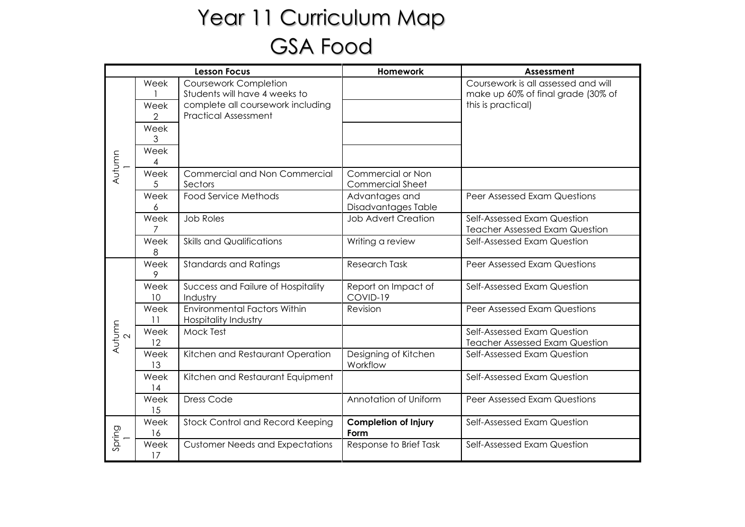# Year 11 Curriculum Map
# GSA Food

| | | Lesson Focus | Homework | Assessment |
|---|---|---|---|---|
| Autumn 1 | Week 1 | Coursework Completion Students will have 4 weeks to complete all coursework including Practical Assessment | | Coursework is all assessed and will make up 60% of final grade (30% of this is practical) |
| | Week 2 | | | |
| | Week 3 | | | |
| | Week 4 | | | |
| | Week 5 | Commercial and Non Commercial Sectors | Commercial or Non Commercial Sheet | |
| | Week 6 | Food Service Methods | Advantages and Disadvantages Table | Peer Assessed Exam Questions |
| | Week 7 | Job Roles | Job Advert Creation | Self-Assessed Exam Question Teacher Assessed Exam Question |
| | Week 8 | Skills and Qualifications | Writing a review | Self-Assessed Exam Question |
| Autumn 2 | Week 9 | Standards and Ratings | Research Task | Peer Assessed Exam Questions |
| | Week 10 | Success and Failure of Hospitality Industry | Report on Impact of COVID-19 | Self-Assessed Exam Question |
| | Week 11 | Environmental Factors Within Hospitality Industry | Revision | Peer Assessed Exam Questions |
| | Week 12 | Mock Test | | Self-Assessed Exam Question Teacher Assessed Exam Question |
| | Week 13 | Kitchen and Restaurant Operation | Designing of Kitchen Workflow | Self-Assessed Exam Question |
| | Week 14 | Kitchen and Restaurant Equipment | | Self-Assessed Exam Question |
| | Week 15 | Dress Code | Annotation of Uniform | Peer Assessed Exam Questions |
| Spring 1 | Week 16 | Stock Control and Record Keeping | **Completion of Injury Form** | Self-Assessed Exam Question |
| | Week 17 | Customer Needs and Expectations | Response to Brief Task | Self-Assessed Exam Question |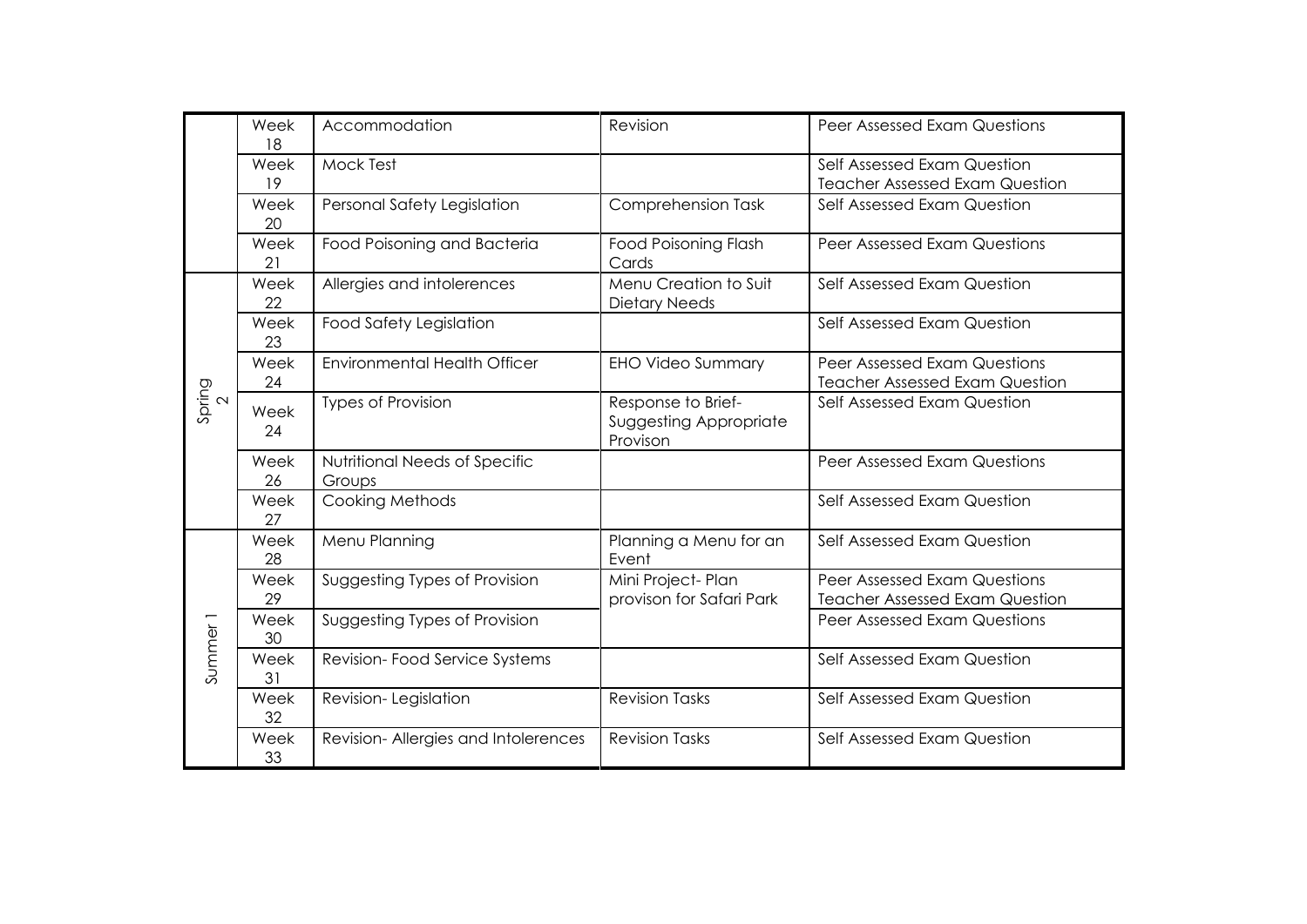| | | | | |
|---|---|---|---|---|
| | Week 18 | Accommodation | Revision | Peer Assessed Exam Questions |
| | Week 19 | Mock Test | | Self Assessed Exam Question<br>Teacher Assessed Exam Question |
| | Week 20 | Personal Safety Legislation | Comprehension Task | Self Assessed Exam Question |
| | Week 21 | Food Poisoning and Bacteria | Food Poisoning Flash Cards | Peer Assessed Exam Questions |
| Spring 2 | Week 22 | Allergies and intolerences | Menu Creation to Suit Dietary Needs | Self Assessed Exam Question |
| | Week 23 | Food Safety Legislation | | Self Assessed Exam Question |
| | Week 24 | Environmental Health Officer | EHO Video Summary | Peer Assessed Exam Questions<br>Teacher Assessed Exam Question |
| | Week 24 | Types of Provision | Response to Brief- Suggesting Appropriate Provison | Self Assessed Exam Question |
| | Week 26 | Nutritional Needs of Specific Groups | | Peer Assessed Exam Questions |
| | Week 27 | Cooking Methods | | Self Assessed Exam Question |
| Summer 1 | Week 28 | Menu Planning | Planning a Menu for an Event | Self Assessed Exam Question |
| | Week 29 | Suggesting Types of Provision | Mini Project- Plan provison for Safari Park | Peer Assessed Exam Questions<br>Teacher Assessed Exam Question |
| | Week 30 | Suggesting Types of Provision | | Peer Assessed Exam Questions |
| | Week 31 | Revision- Food Service Systems | | Self Assessed Exam Question |
| | Week 32 | Revision- Legislation | Revision Tasks | Self Assessed Exam Question |
| | Week 33 | Revision- Allergies and Intolerences | Revision Tasks | Self Assessed Exam Question |